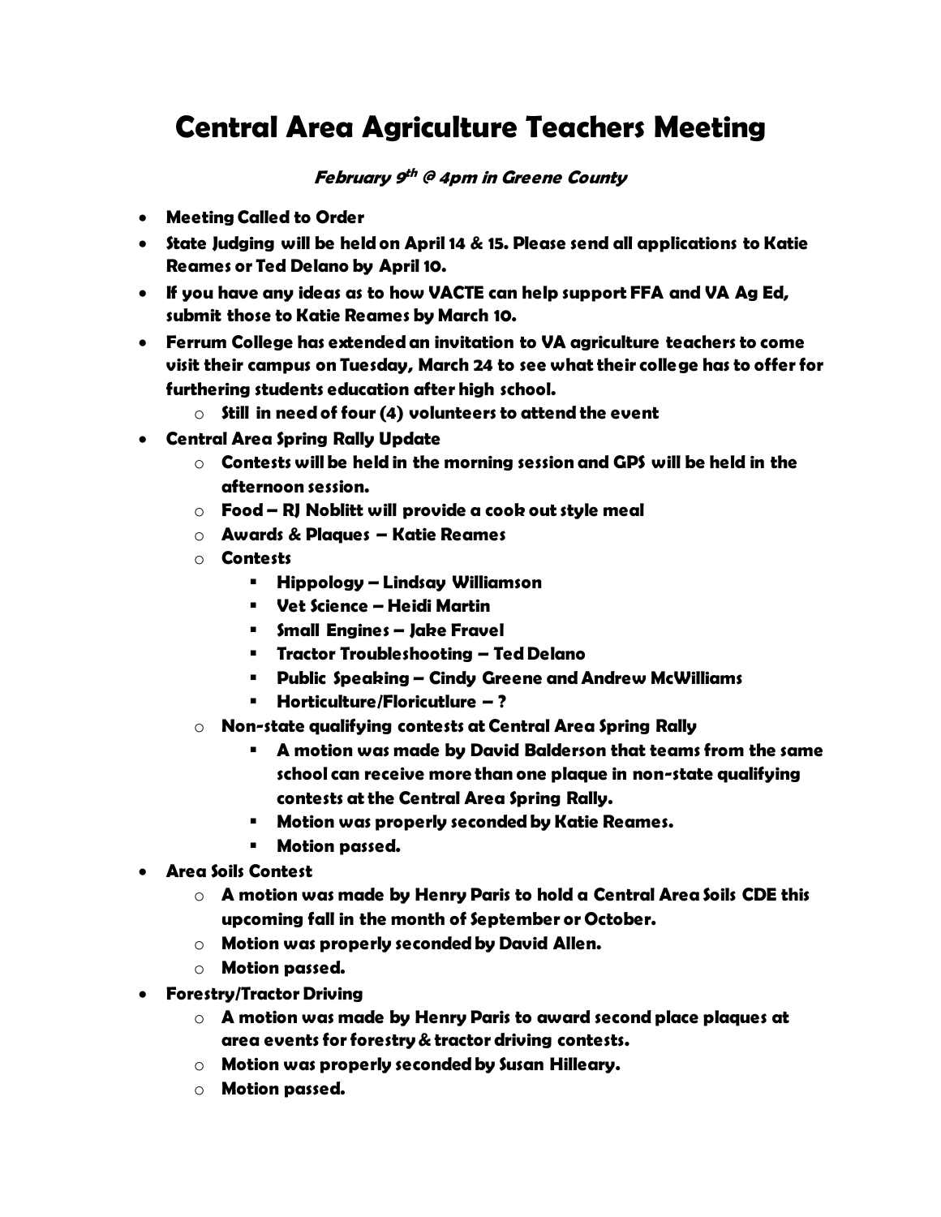# Central Area Agriculture Teachers Meeting

***February 9th @ 4pm in Greene County***

- **Meeting Called to Order**
- **State Judging will be held on April 14 & 15. Please send all applications to Katie Reames or Ted Delano by April 10.**
- **If you have any ideas as to how VACTE can help support FFA and VA Ag Ed, submit those to Katie Reames by March 10.**
- **Ferrum College has extended an invitation to VA agriculture teachers to come visit their campus on Tuesday, March 24 to see what their college has to offer for furthering students education after high school.**
  - **Still in need of four (4) volunteers to attend the event**
- **Central Area Spring Rally Update**
  - **Contests will be held in the morning session and GPS will be held in the afternoon session.**
  - **Food – RJ Noblitt will provide a cook out style meal**
  - **Awards & Plaques – Katie Reames**
  - **Contests**
    - **Hippology – Lindsay Williamson**
    - **Vet Science – Heidi Martin**
    - **Small Engines – Jake Fravel**
    - **Tractor Troubleshooting – Ted Delano**
    - **Public Speaking – Cindy Greene and Andrew McWilliams**
    - **Horticulture/Floricutlure – ?**
  - **Non-state qualifying contests at Central Area Spring Rally**
    - **A motion was made by David Balderson that teams from the same school can receive more than one plaque in non-state qualifying contests at the Central Area Spring Rally.**
    - **Motion was properly seconded by Katie Reames.**
    - **Motion passed.**
- **Area Soils Contest**
  - **A motion was made by Henry Paris to hold a Central Area Soils CDE this upcoming fall in the month of September or October.**
  - **Motion was properly seconded by David Allen.**
  - **Motion passed.**
- **Forestry/Tractor Driving**
  - **A motion was made by Henry Paris to award second place plaques at area events for forestry & tractor driving contests.**
  - **Motion was properly seconded by Susan Hilleary.**
  - **Motion passed.**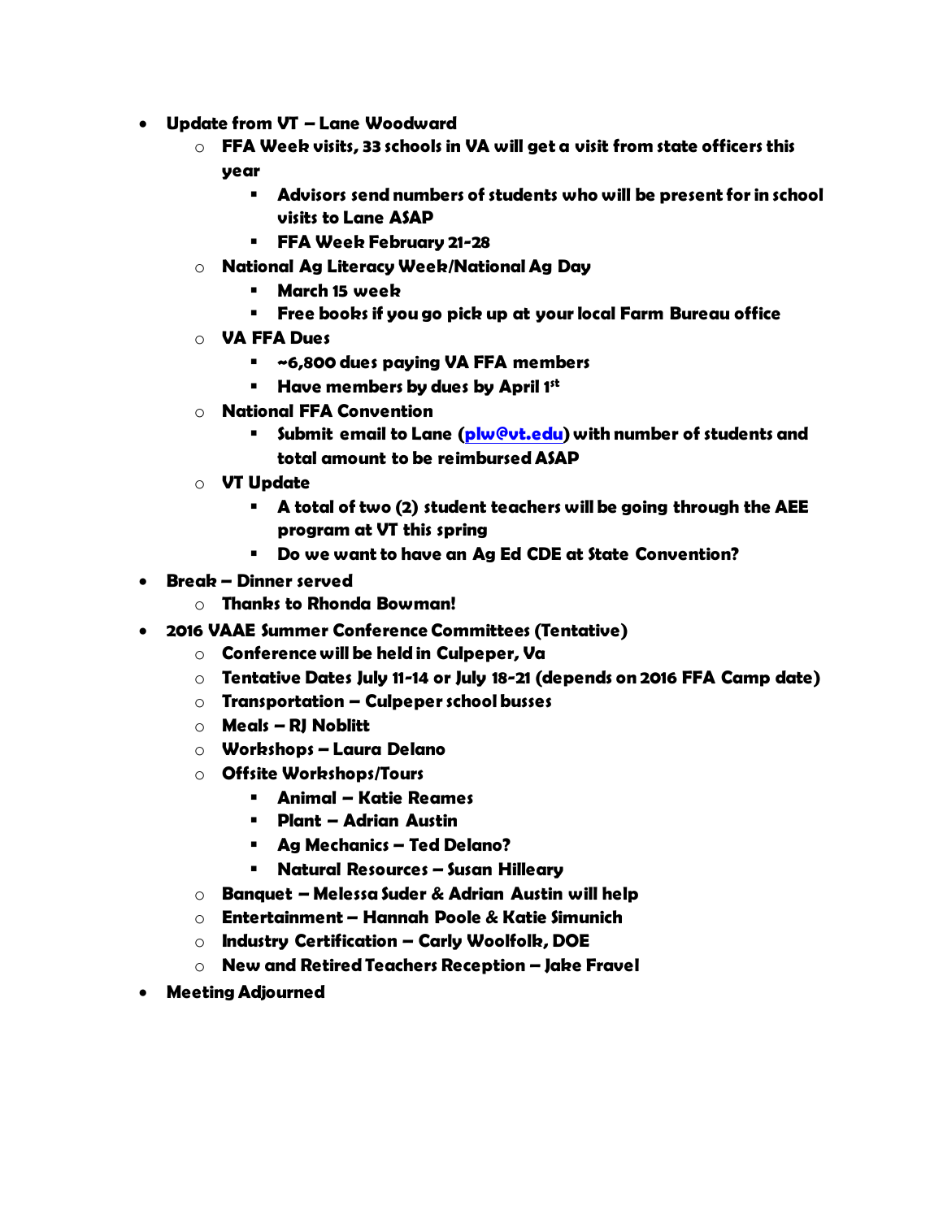- **Update from VT – Lane Woodward**
    - **FFA Week visits, 33 schools in VA will get a visit from state officers this year**
        - **Advisors send numbers of students who will be present for in school visits to Lane ASAP**
        - **FFA Week February 21-28**
    - **National Ag Literacy Week/National Ag Day**
        - **March 15 week**
        - **Free books if you go pick up at your local Farm Bureau office**
    - **VA FFA Dues**
        - **~6,800 dues paying VA FFA members**
        - **Have members by dues by April 1st**
    - **National FFA Convention**
        - **Submit email to Lane ([plw@vt.edu](mailto:plw@vt.edu)) with number of students and total amount to be reimbursed ASAP**
    - **VT Update**
        - **A total of two (2) student teachers will be going through the AEE program at VT this spring**
        - **Do we want to have an Ag Ed CDE at State Convention?**
- **Break – Dinner served**
    - **Thanks to Rhonda Bowman!**
- **2016 VAAE Summer Conference Committees (Tentative)**
    - **Conference will be held in Culpeper, Va**
    - **Tentative Dates July 11-14 or July 18-21 (depends on 2016 FFA Camp date)**
    - **Transportation – Culpeper school busses**
    - **Meals – RJ Noblitt**
    - **Workshops – Laura Delano**
    - **Offsite Workshops/Tours**
        - **Animal – Katie Reames**
        - **Plant – Adrian Austin**
        - **Ag Mechanics – Ted Delano?**
        - **Natural Resources – Susan Hilleary**
    - **Banquet – Melessa Suder & Adrian Austin will help**
    - **Entertainment – Hannah Poole & Katie Simunich**
    - **Industry Certification – Carly Woolfolk, DOE**
    - **New and Retired Teachers Reception – Jake Fravel**
- **Meeting Adjourned**